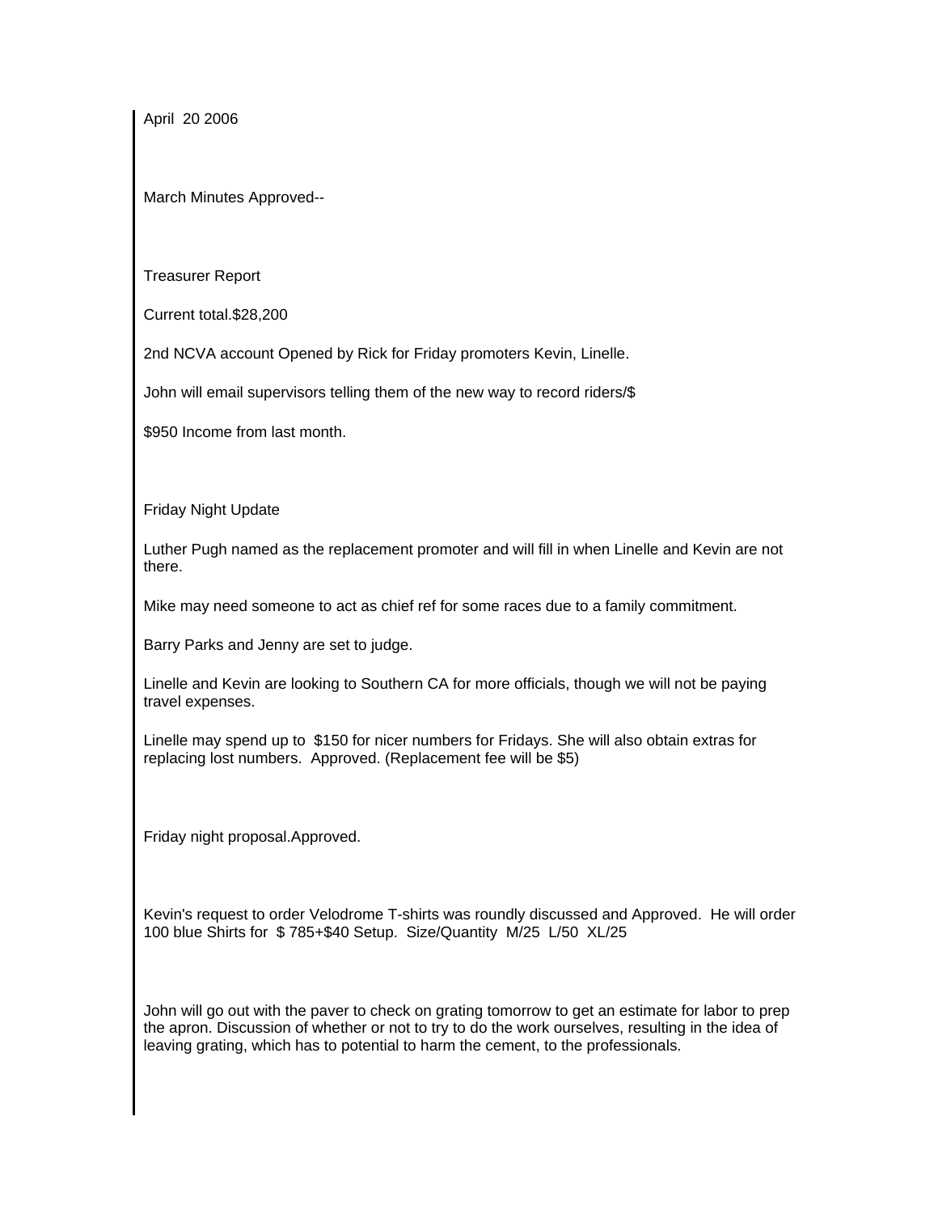April 20 2006

March Minutes Approved--

Treasurer Report

Current total.$28,200

2nd NCVA account Opened by Rick for Friday promoters Kevin, Linelle.

John will email supervisors telling them of the new way to record riders/$

$950 Income from last month.

Friday Night Update

Luther Pugh named as the replacement promoter and will fill in when Linelle and Kevin are not there.

Mike may need someone to act as chief ref for some races due to a family commitment.

Barry Parks and Jenny are set to judge.

Linelle and Kevin are looking to Southern CA for more officials, though we will not be paying travel expenses.

Linelle may spend up to $150 for nicer numbers for Fridays. She will also obtain extras for replacing lost numbers. Approved. (Replacement fee will be $5)

Friday night proposal.Approved.

Kevin's request to order Velodrome T-shirts was roundly discussed and Approved. He will order 100 blue Shirts for $ 785+$40 Setup. Size/Quantity M/25 L/50 XL/25

John will go out with the paver to check on grating tomorrow to get an estimate for labor to prep the apron. Discussion of whether or not to try to do the work ourselves, resulting in the idea of leaving grating, which has to potential to harm the cement, to the professionals.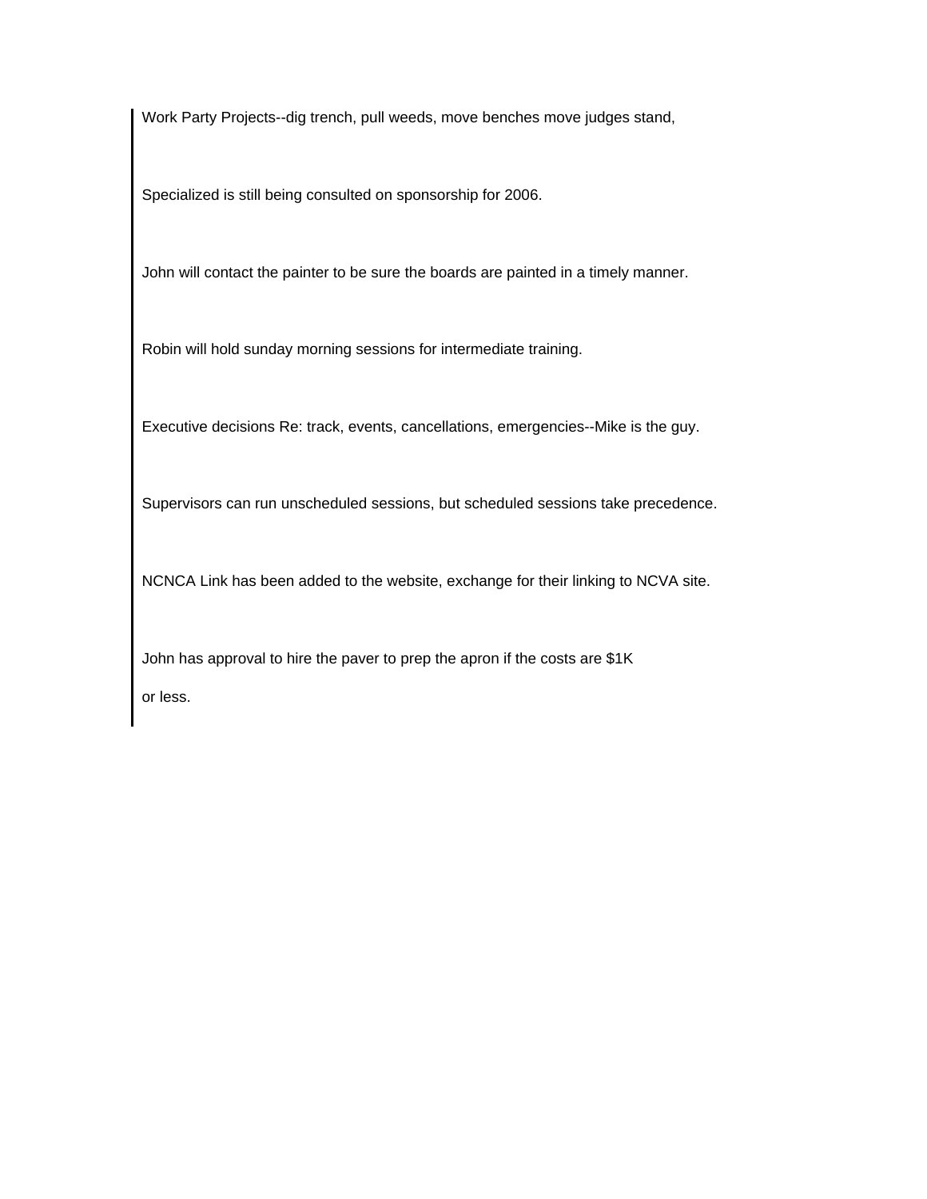Work Party Projects--dig trench, pull weeds, move benches move judges stand,

Specialized is still being consulted on sponsorship for 2006.

John will contact the painter to be sure the boards are painted in a timely manner.

Robin will hold sunday morning sessions for intermediate training.

Executive decisions Re: track, events, cancellations, emergencies--Mike is the guy.

Supervisors can run unscheduled sessions, but scheduled sessions take precedence.

NCNCA Link has been added to the website, exchange for their linking to NCVA site.

John has approval to hire the paver to prep the apron if the costs are $1K
or less.